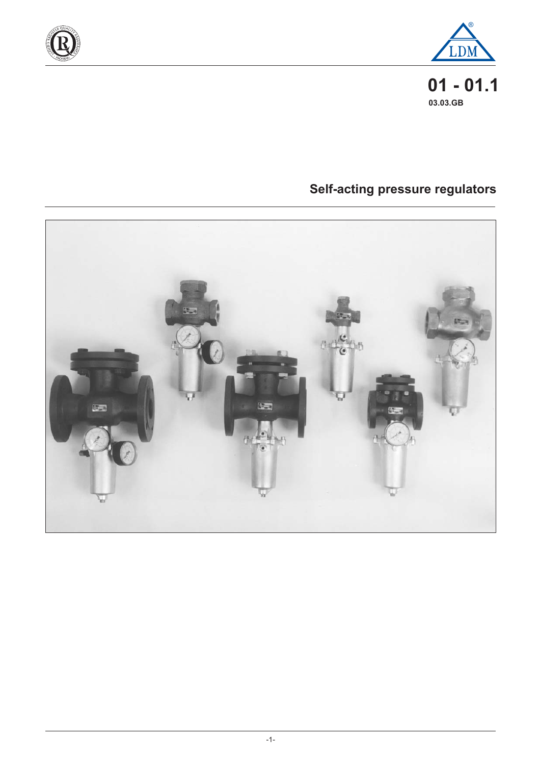# 01 - 01.1

**03.03.GB**

## Self-acting pressure regulators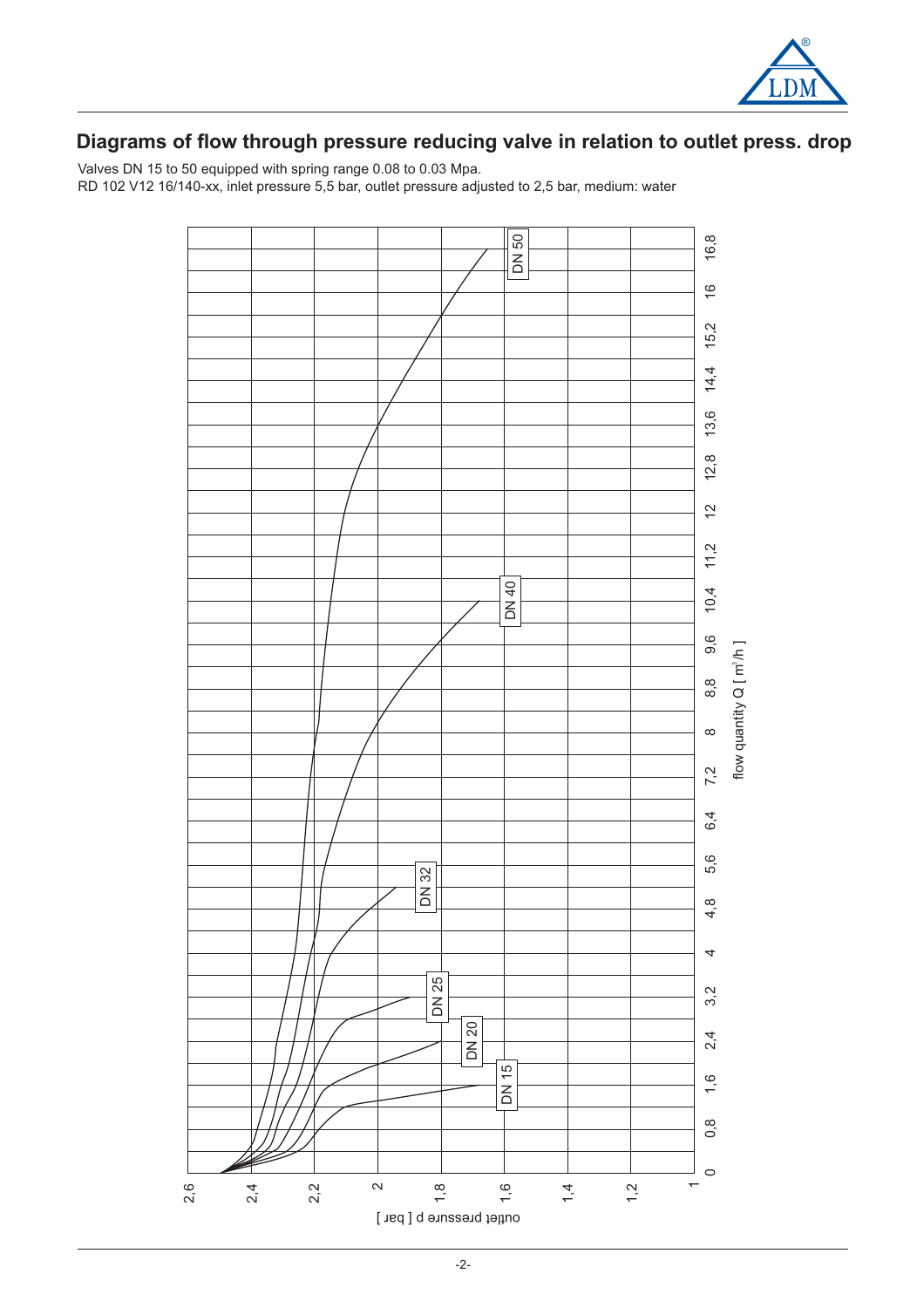## Diagrams of flow through pressure reducing valve in relation to outlet press. drop

Valves DN 15 to 50 equipped with spring range 0.08 to 0.03 Mpa.

RD 102 V12 16/140-xx, inlet pressure 5,5 bar, outlet pressure adjusted to 2,5 bar, medium: water

DN 50

DN 40

DN 32

DN 25

DN 20

DN 15

flow quantity Q [ m³/h ]

0, 0,8, 1,6, 2,4, 3,2, 4, 4,8, 5,6, 6,4, 7,2, 8, 8,8, 9,6, 10,4, 11,2, 12, 12,8, 13,6, 14,4, 15,2, 16, 16,8

outlet pressure p [ bar ]

2,6, 2,4, 2,2, 2, 1,8, 1,6, 1,4, 1,2, 1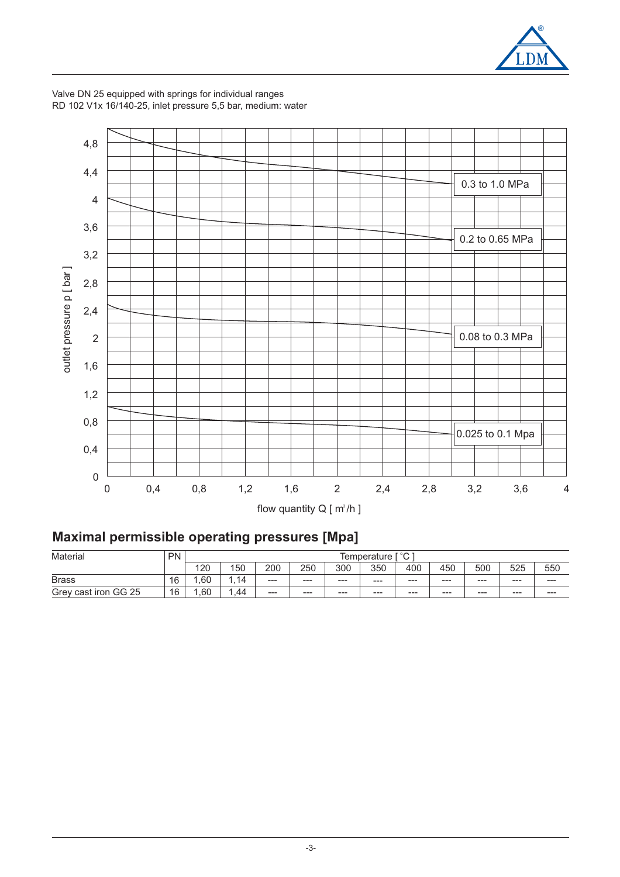Valve DN 25 equipped with springs for individual ranges
RD 102 V1x 16/140-25, inlet pressure 5,5 bar, medium: water

outlet pressure p [ bar ]

0.3 to 1.0 MPa

0.2 to 0.65 MPa

0.08 to 0.3 MPa

0.025 to 0.1 Mpa

flow quantity Q [ $m^3/h$ ]

## Maximal permissible operating pressures [Mpa]

| Material | PN | Temperature [ °C ] | | | | | | | | | | |
|---|---|---|---|---|---|---|---|---|---|---|---|---|
| | | 120 | 150 | 200 | 250 | 300 | 350 | 400 | 450 | 500 | 525 | 550 |
| Brass | 16 | 1,60 | 1,14 | --- | --- | --- | --- | --- | --- | --- | --- | --- |
| Grey cast iron GG 25 | 16 | 1,60 | 1,44 | --- | --- | --- | --- | --- | --- | --- | --- | --- |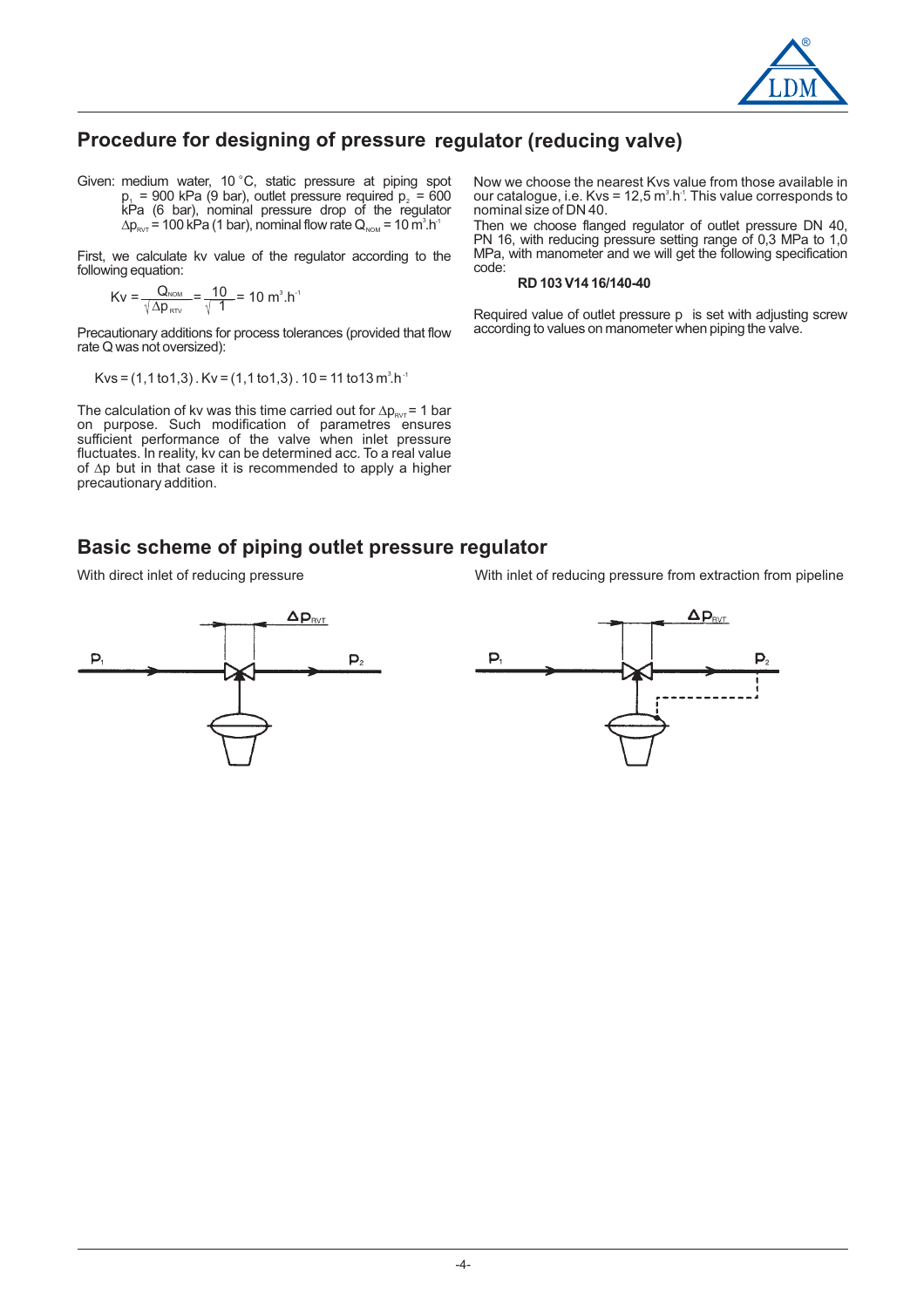## Procedure for designing of pressure regulator (reducing valve)

Given: medium water, 10 °C, static pressure at piping spot $p_1$ = 900 kPa (9 bar), outlet pressure required $p_2$ = 600 kPa (6 bar), nominal pressure drop of the regulator $\Delta p_{RVT}$ = 100 kPa (1 bar), nominal flow rate $Q_{NOM}$ = 10 $m^3.h^{-1}$

First, we calculate kv value of the regulator according to the following equation:

$$Kv = \frac{Q_{NOM}}{\sqrt{\Delta p_{RTV}}} = \frac{10}{\sqrt{1}} = 10\ m^3.h^{-1}$$

Precautionary additions for process tolerances (provided that flow rate Q was not oversized):

$$Kvs = (1{,}1\ \text{to}\ 1{,}3)\ .\ Kv = (1{,}1\ \text{to}\ 1{,}3)\ .\ 10 = 11\ \text{to}\ 13\ m^3.h^{-1}$$

The calculation of kv was this time carried out for $\Delta p_{RVT}$ = 1 bar on purpose. Such modification of parametres ensures sufficient performance of the valve when inlet pressure fluctuates. In reality, kv can be determined acc. To a real value of $\Delta p$ but in that case it is recommended to apply a higher precautionary addition.

Now we choose the nearest Kvs value from those available in our catalogue, i.e. Kvs = 12,5 $m^3.h^{-1}$. This value corresponds to nominal size of DN 40.

Then we choose flanged regulator of outlet pressure DN 40, PN 16, with reducing pressure setting range of 0,3 MPa to 1,0 MPa, with manometer and we will get the following specification code:

**RD 103 V14 16/140-40**

Required value of outlet pressure p is set with adjusting screw according to values on manometer when piping the valve.

## Basic scheme of piping outlet pressure regulator

With direct inlet of reducing pressure

With inlet of reducing pressure from extraction from pipeline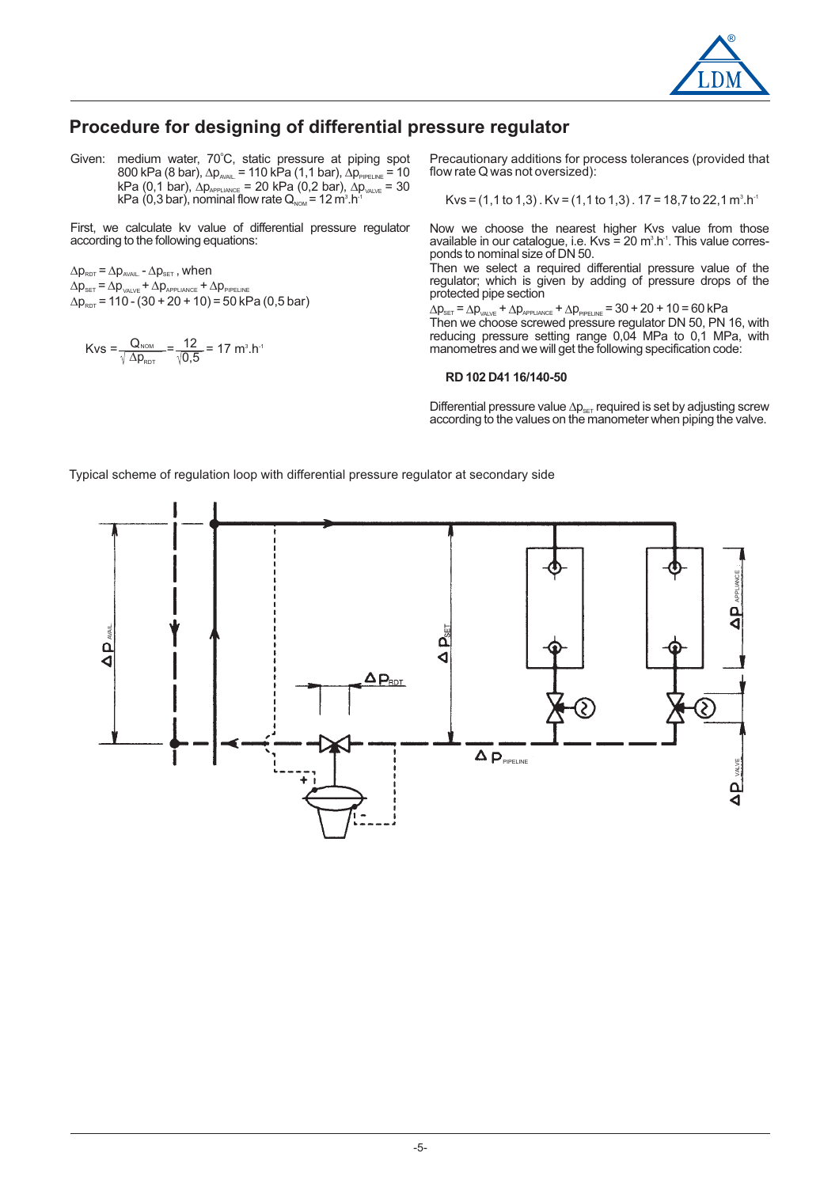## Procedure for designing of differential pressure regulator

Given: medium water, 70°C, static pressure at piping spot 800 kPa (8 bar), $\Delta p_{AVAIL}$ = 110 kPa (1,1 bar), $\Delta p_{PIPELINE}$ = 10 kPa (0,1 bar), $\Delta p_{APPLIANCE}$ = 20 kPa (0,2 bar), $\Delta p_{VALVE}$ = 30 kPa (0,3 bar), nominal flow rate $Q_{NOM}$ = 12 $m^3.h^{-1}$

First, we calculate kv value of differential pressure regulator according to the following equations:

$\Delta p_{RDT} = \Delta p_{AVAIL} - \Delta p_{SET}$ , when
$\Delta p_{SET} = \Delta p_{VALVE} + \Delta p_{APPLIANCE} + \Delta p_{PIPELINE}$
$\Delta p_{RDT}$ = 110 - (30 + 20 + 10) = 50 kPa (0,5 bar)

$$Kvs = \frac{Q_{NOM}}{\sqrt{\Delta p_{RDT}}} = \frac{12}{\sqrt{0,5}} = 17 \ m^3.h^{-1}$$

Precautionary additions for process tolerances (provided that flow rate Q was not oversized):

$$Kvs = (1,1 \text{ to } 1,3) . Kv = (1,1 \text{ to } 1,3) . 17 = 18,7 \text{ to } 22,1 \ m^3.h^{-1}$$

Now we choose the nearest higher Kvs value from those available in our catalogue, i.e. Kvs = 20 $m^3.h^{-1}$. This value corresponds to nominal size of DN 50.
Then we select a required differential pressure value of the regulator; which is given by adding of pressure drops of the protected pipe section

$\Delta p_{SET} = \Delta p_{VALVE} + \Delta p_{APPLIANCE} + \Delta p_{PIPELINE}$ = 30 + 20 + 10 = 60 kPa
Then we choose screwed pressure regulator DN 50, PN 16, with reducing pressure setting range 0,04 MPa to 0,1 MPa, with manometres and we will get the following specification code:

**RD 102 D41 16/140-50**

Differential pressure value $\Delta p_{SET}$ required is set by adjusting screw according to the values on the manometer when piping the valve.

Typical scheme of regulation loop with differential pressure regulator at secondary side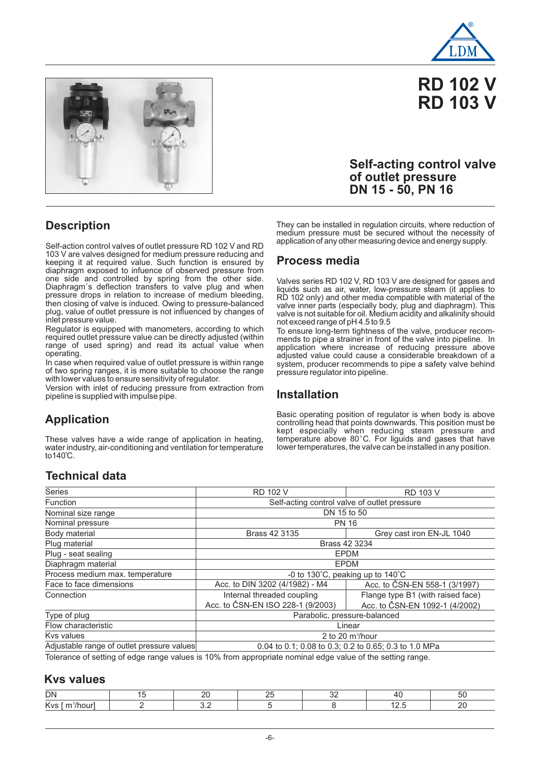# RD 102 V
# RD 103 V

## Self-acting control valve of outlet pressure DN 15 - 50, PN 16

## Description

Self-action control valves of outlet pressure RD 102 V and RD 103 V are valves designed for medium pressure reducing and keeping it at required value. Such function is ensured by diaphragm exposed to infuence of observed pressure from one side and controlled by spring from the other side. Diaphragm´s deflection transfers to valve plug and when pressure drops in relation to increase of medium bleeding, then closing of valve is induced. Owing to pressure-balanced plug, value of outlet pressure is not influenced by changes of inlet pressure value.

Regulator is equipped with manometers, according to which required outlet pressure value can be directly adjusted (within range of used spring) and read its actual value when operating.

In case when required value of outlet pressure is within range of two spring ranges, it is more suitable to choose the range with lower values to ensure sensitivity of regulator.

Version with inlet of reducing pressure from extraction from pipeline is supplied with impulse pipe.

## Application

These valves have a wide range of application in heating, water industry, air-conditioning and ventilation for temperature to140°C.

They can be installed in regulation circuits, where reduction of medium pressure must be secured without the necessity of application of any other measuring device and energy supply.

## Process media

Valves series RD 102 V, RD 103 V are designed for gases and liquids such as air, water, low-pressure steam (it applies to RD 102 only) and other media compatible with material of the valve inner parts (especially body, plug and diaphragm). This valve is not suitable for oil. Medium acidity and alkalinity should not exceed range of pH 4.5 to 9.5

To ensure long-term tightness of the valve, producer recommends to pipe a strainer in front of the valve into pipeline. In application where increase of reducing pressure above adjusted value could cause a considerable breakdown of a system, producer recommends to pipe a safety valve behind pressure regulator into pipeline.

## Installation

Basic operating position of regulator is when body is above controlling head that points downwards. This position must be kept especially when reducing steam pressure and temperature above 80°C. For liquids and gases that have lower temperatures, the valve can be installed in any position.

## Technical data

| Series | RD 102 V | RD 103 V |
|---|---|---|
| Function | Self-acting control valve of outlet pressure | |
| Nominal size range | DN 15 to 50 | |
| Nominal pressure | PN 16 | |
| Body material | Brass 42 3135 | Grey cast iron EN-JL 1040 |
| Plug material | Brass 42 3234 | |
| Plug - seat sealing | EPDM | |
| Diaphragm material | EPDM | |
| Process medium max. temperature | -0 to 130°C, peaking up to 140°C | |
| Face to face dimensions | Acc. to DIN 3202 (4/1982) - M4 | Acc. to ČSN-EN 558-1 (3/1997) |
| Connection | Internal threaded coupling Acc. to ČSN-EN ISO 228-1 (9/2003) | Flange type B1 (with raised face) Acc. to ČSN-EN 1092-1 (4/2002) |
| Type of plug | Parabolic, pressure-balanced | |
| Flow characteristic | Linear | |
| Kvs values | 2 to 20 m³/hour | |
| Adjustable range of outlet pressure values | 0.04 to 0.1; 0.08 to 0.3; 0.2 to 0.65; 0.3 to 1.0 MPa | |

Tolerance of setting of edge range values is 10% from appropriate nominal edge value of the setting range.

## Kvs values

| DN | 15 | 20 | 25 | 32 | 40 | 50 |
|---|---|---|---|---|---|---|
| Kvs [ m³/hour] | 2 | 3.2 | 5 | 8 | 12.5 | 20 |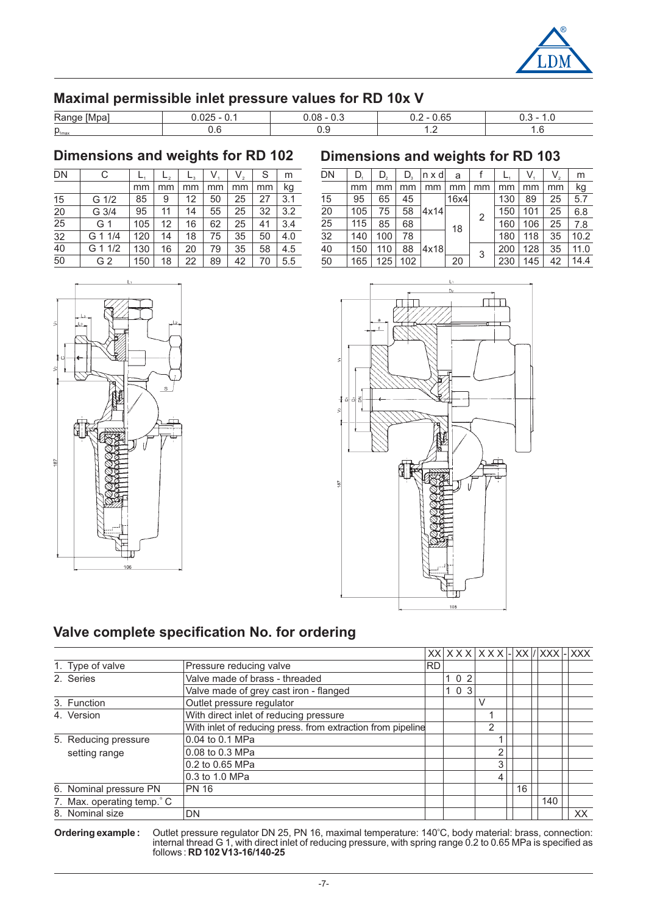## Maximal permissible inlet pressure values for RD 10x V

| Range [Mpa] | 0.025 - 0.1 | 0.08 - 0.3 | 0.2 - 0.65 | 0.3 - 1.0 |
|---|---|---|---|---|
| $p_{1max}$ | 0.6 | 0.9 | 1.2 | 1.6 |

## Dimensions and weights for RD 102

| DN | C | $L_1$ | $L_2$ | $L_3$ | $V_1$ | $V_2$ | S | m |
|---|---|---|---|---|---|---|---|---|
| | | mm | mm | mm | mm | mm | mm | kg |
| 15 | G 1/2 | 85 | 9 | 12 | 50 | 25 | 27 | 3.1 |
| 20 | G 3/4 | 95 | 11 | 14 | 55 | 25 | 32 | 3.2 |
| 25 | G 1 | 105 | 12 | 16 | 62 | 25 | 41 | 3.4 |
| 32 | G 1 1/4 | 120 | 14 | 18 | 75 | 35 | 50 | 4.0 |
| 40 | G 1 1/2 | 130 | 16 | 20 | 79 | 35 | 58 | 4.5 |
| 50 | G 2 | 150 | 18 | 22 | 89 | 42 | 70 | 5.5 |

## Dimensions and weights for RD 103

| DN | $D_1$ | $D_2$ | $D_3$ | n x d | a | f | $L_1$ | $V_1$ | $V_2$ | m |
|---|---|---|---|---|---|---|---|---|---|---|
| | mm | mm | mm | mm | mm | mm | mm | mm | mm | kg |
| 15 | 95 | 65 | 45 | 4x14 | 16x4 | 2 | 130 | 89 | 25 | 5.7 |
| 20 | 105 | 75 | 58 | 4x14 | 18 | 2 | 150 | 101 | 25 | 6.8 |
| 25 | 115 | 85 | 68 | 4x14 | 18 | 2 | 160 | 106 | 25 | 7.8 |
| 32 | 140 | 100 | 78 | 4x18 | 18 | 2 | 180 | 118 | 35 | 10.2 |
| 40 | 150 | 110 | 88 | 4x18 | 18 | 3 | 200 | 128 | 35 | 11.0 |
| 50 | 165 | 125 | 102 | 4x18 | 20 | 3 | 230 | 145 | 42 | 14.4 |

## Valve complete specification No. for ordering

| | | XX | X X X | X X X | - | XX | / | XXX | - | XXX |
|---|---|---|---|---|---|---|---|---|---|---|
| 1. Type of valve | Pressure reducing valve | RD | | | | | | | | |
| 2. Series | Valve made of brass - threaded | | 1 0 2 | | | | | | | |
| | Valve made of grey cast iron - flanged | | 1 0 3 | | | | | | | |
| 3. Function | Outlet pressure regulator | | | V | | | | | | |
| 4. Version | With direct inlet of reducing pressure | | | 1 | | | | | | |
| | With inlet of reducing press. from extraction from pipeline | | | 2 | | | | | | |
| 5. Reducing pressure setting range | 0.04 to 0.1 MPa | | | 1 | | | | | | |
| | 0.08 to 0.3 MPa | | | 2 | | | | | | |
| | 0.2 to 0.65 MPa | | | 3 | | | | | | |
| | 0.3 to 1.0 MPa | | | 4 | | | | | | |
| 6. Nominal pressure PN | PN 16 | | | | | 16 | | | | |
| 7. Max. operating temp. °C | | | | | | | | 140 | | |
| 8. Nominal size | DN | | | | | | | | | XX |

**Ordering example :** Outlet pressure regulator DN 25, PN 16, maximal temperature: 140°C, body material: brass, connection: internal thread G 1, with direct inlet of reducing pressure, with spring range 0.2 to 0.65 MPa is specified as follows : **RD 102 V13-16/140-25**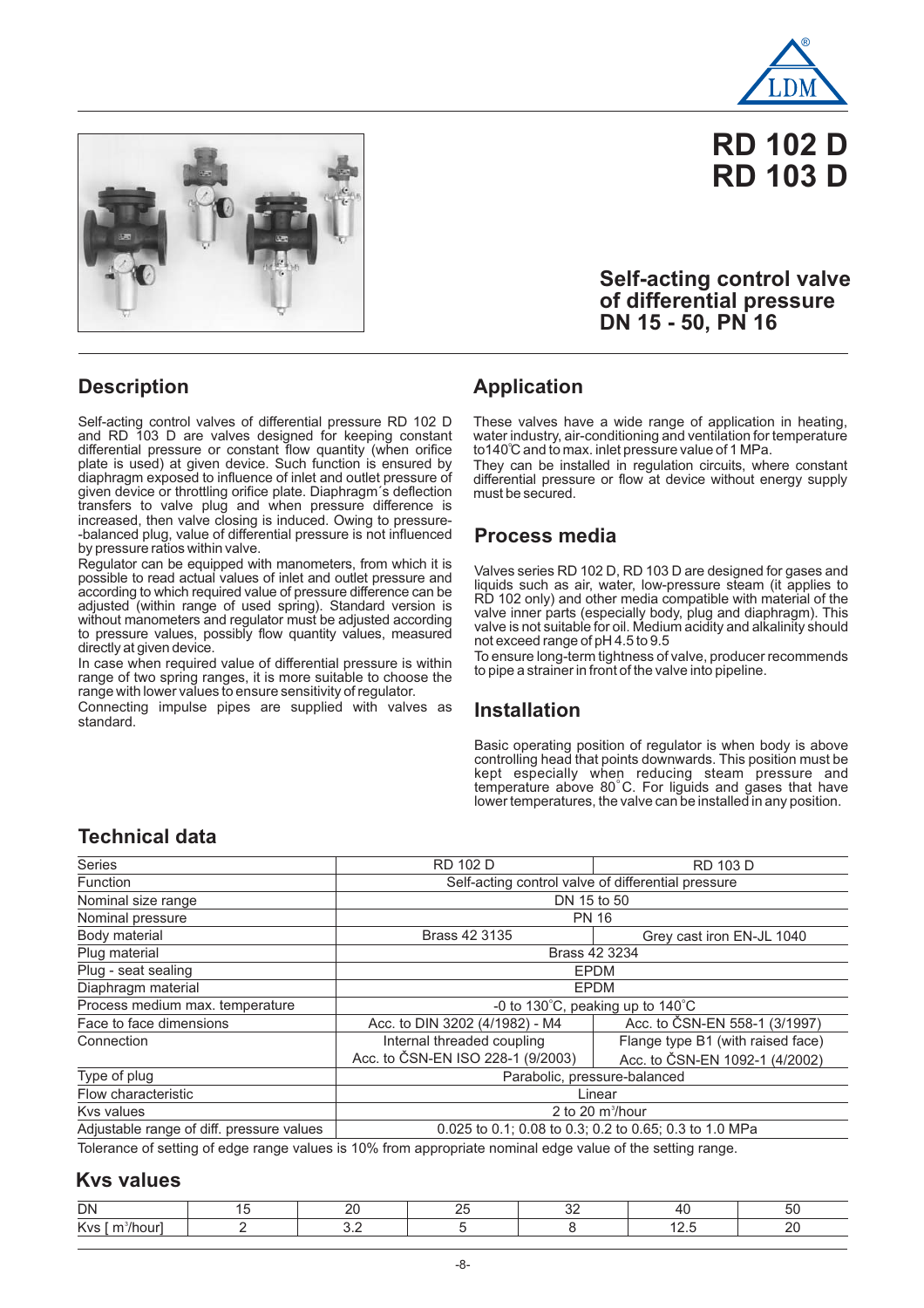# RD 102 D
# RD 103 D

### Self-acting control valve of differential pressure DN 15 - 50, PN 16

## Description

Self-acting control valves of differential pressure RD 102 D and RD 103 D are valves designed for keeping constant differential pressure or constant flow quantity (when orifice plate is used) at given device. Such function is ensured by diaphragm exposed to influence of inlet and outlet pressure of given device or throttling orifice plate. Diaphragm´s deflection transfers to valve plug and when pressure difference is increased, then valve closing is induced. Owing to pressure--balanced plug, value of differential pressure is not influenced by pressure ratios within valve.

Regulator can be equipped with manometers, from which it is possible to read actual values of inlet and outlet pressure and according to which required value of pressure difference can be adjusted (within range of used spring). Standard version is without manometers and regulator must be adjusted according to pressure values, possibly flow quantity values, measured directly at given device.

In case when required value of differential pressure is within range of two spring ranges, it is more suitable to choose the range with lower values to ensure sensitivity of regulator.

Connecting impulse pipes are supplied with valves as standard.

## Application

These valves have a wide range of application in heating, water industry, air-conditioning and ventilation for temperature to140°C and to max. inlet pressure value of 1 MPa.

They can be installed in regulation circuits, where constant differential pressure or flow at device without energy supply must be secured.

## Process media

Valves series RD 102 D, RD 103 D are designed for gases and liquids such as air, water, low-pressure steam (it applies to RD 102 only) and other media compatible with material of the valve inner parts (especially body, plug and diaphragm). This valve is not suitable for oil. Medium acidity and alkalinity should not exceed range of pH 4.5 to 9.5

To ensure long-term tightness of valve, producer recommends to pipe a strainer in front of the valve into pipeline.

## Installation

Basic operating position of regulator is when body is above controlling head that points downwards. This position must be kept especially when reducing steam pressure and temperature above 80°C. For liquids and gases that have lower temperatures, the valve can be installed in any position.

## Technical data

| Series | RD 102 D | RD 103 D |
|---|---|---|
| Function | Self-acting control valve of differential pressure | |
| Nominal size range | DN 15 to 50 | |
| Nominal pressure | PN 16 | |
| Body material | Brass 42 3135 | Grey cast iron EN-JL 1040 |
| Plug material | Brass 42 3234 | |
| Plug - seat sealing | EPDM | |
| Diaphragm material | EPDM | |
| Process medium max. temperature | -0 to 130°C, peaking up to 140°C | |
| Face to face dimensions | Acc. to DIN 3202 (4/1982) - M4 | Acc. to ČSN-EN 558-1 (3/1997) |
| Connection | Internal threaded coupling Acc. to ČSN-EN ISO 228-1 (9/2003) | Flange type B1 (with raised face) Acc. to ČSN-EN 1092-1 (4/2002) |
| Type of plug | Parabolic, pressure-balanced | |
| Flow characteristic | Linear | |
| Kvs values | 2 to 20 m³/hour | |
| Adjustable range of diff. pressure values | 0.025 to 0.1; 0.08 to 0.3; 0.2 to 0.65; 0.3 to 1.0 MPa | |

Tolerance of setting of edge range values is 10% from appropriate nominal edge value of the setting range.

## Kvs values

| DN | 15 | 20 | 25 | 32 | 40 | 50 |
|---|---|---|---|---|---|---|
| Kvs [ m³/hour] | 2 | 3.2 | 5 | 8 | 12.5 | 20 |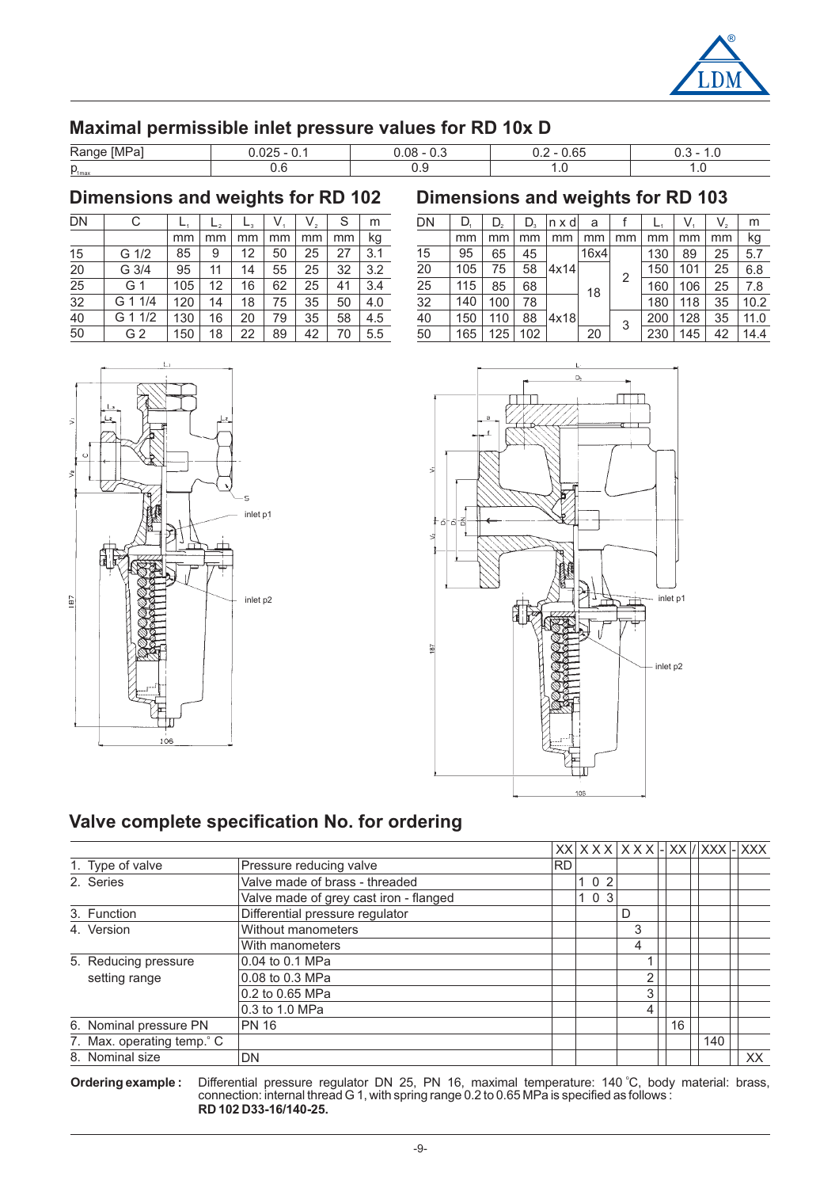## Maximal permissible inlet pressure values for RD 10x D

| Range [MPa] | 0.025 - 0.1 | 0.08 - 0.3 | 0.2 - 0.65 | 0.3 - 1.0 |
|---|---|---|---|---|
| $p_{1max}$ | 0.6 | 0.9 | 1.0 | 1.0 |

## Dimensions and weights for RD 102

| DN | C | $L_1$ | $L_2$ | $L_3$ | $V_1$ | $V_2$ | S | m |
|---|---|---|---|---|---|---|---|---|
| | | mm | mm | mm | mm | mm | mm | kg |
| 15 | G 1/2 | 85 | 9 | 12 | 50 | 25 | 27 | 3.1 |
| 20 | G 3/4 | 95 | 11 | 14 | 55 | 25 | 32 | 3.2 |
| 25 | G 1 | 105 | 12 | 16 | 62 | 25 | 41 | 3.4 |
| 32 | G 1 1/4 | 120 | 14 | 18 | 75 | 35 | 50 | 4.0 |
| 40 | G 1 1/2 | 130 | 16 | 20 | 79 | 35 | 58 | 4.5 |
| 50 | G 2 | 150 | 18 | 22 | 89 | 42 | 70 | 5.5 |

## Dimensions and weights for RD 103

| DN | $D_1$ | $D_2$ | $D_3$ | n x d | a | f | $L_1$ | $V_1$ | $V_2$ | m |
|---|---|---|---|---|---|---|---|---|---|---|
| | mm | mm | mm | mm | mm | mm | mm | mm | mm | kg |
| 15 | 95 | 65 | 45 | 4x14 | 16x4 | 2 | 130 | 89 | 25 | 5.7 |
| 20 | 105 | 75 | 58 | 4x14 | 18 | 2 | 150 | 101 | 25 | 6.8 |
| 25 | 115 | 85 | 68 | 4x14 | 18 | 2 | 160 | 106 | 25 | 7.8 |
| 32 | 140 | 100 | 78 | 4x18 | 18 | 2 | 180 | 118 | 35 | 10.2 |
| 40 | 150 | 110 | 88 | 4x18 | 18 | 3 | 200 | 128 | 35 | 11.0 |
| 50 | 165 | 125 | 102 | 4x18 | 20 | 3 | 230 | 145 | 42 | 14.4 |

## Valve complete specification No. for ordering

| | | XX | X X X | X X X | - | XX | / | XXX | - | XXX |
|---|---|---|---|---|---|---|---|---|---|---|
| 1. Type of valve | Pressure reducing valve | RD | | | | | | | | |
| 2. Series | Valve made of brass - threaded | | 1 0 2 | | | | | | | |
| | Valve made of grey cast iron - flanged | | 1 0 3 | | | | | | | |
| 3. Function | Differential pressure regulator | | | D | | | | | | |
| 4. Version | Without manometers | | | 3 | | | | | | |
| | With manometers | | | 4 | | | | | | |
| 5. Reducing pressure setting range | 0.04 to 0.1 MPa | | | 1 | | | | | | |
| | 0.08 to 0.3 MPa | | | 2 | | | | | | |
| | 0.2 to 0.65 MPa | | | 3 | | | | | | |
| | 0.3 to 1.0 MPa | | | 4 | | | | | | |
| 6. Nominal pressure PN | PN 16 | | | | | 16 | | | | |
| 7. Max. operating temp. °C | | | | | | | | 140 | | |
| 8. Nominal size | DN | | | | | | | | | XX |

**Ordering example:** Differential pressure regulator DN 25, PN 16, maximal temperature: 140 °C, body material: brass, connection: internal thread G 1, with spring range 0.2 to 0.65 MPa is specified as follows:
**RD 102 D33-16/140-25.**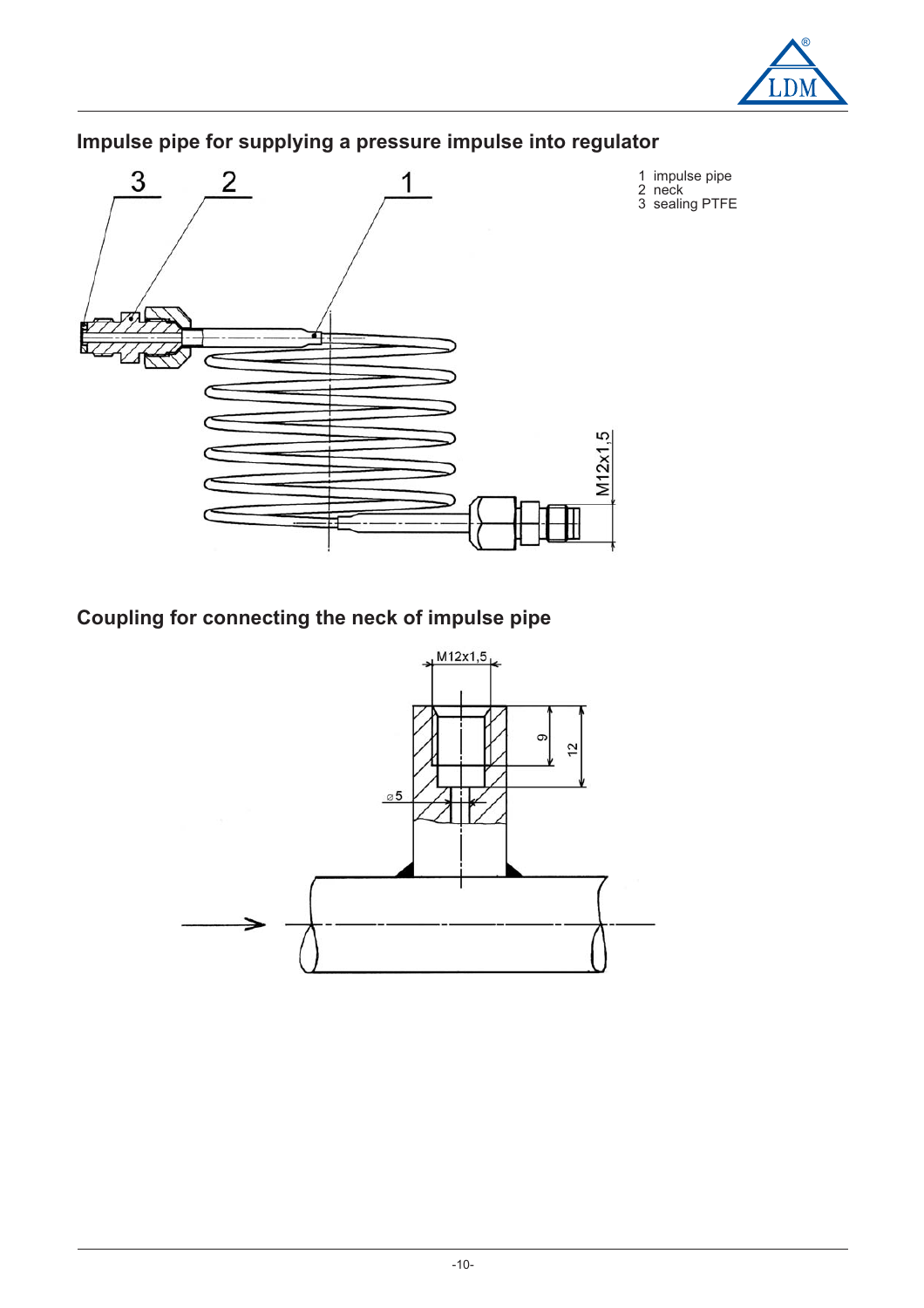## Impulse pipe for supplying a pressure impulse into regulator

3 2 1

1 impulse pipe
2 neck
3 sealing PTFE

M12x1,5

## Coupling for connecting the neck of impulse pipe

M12x1,5

9

12

⌀5